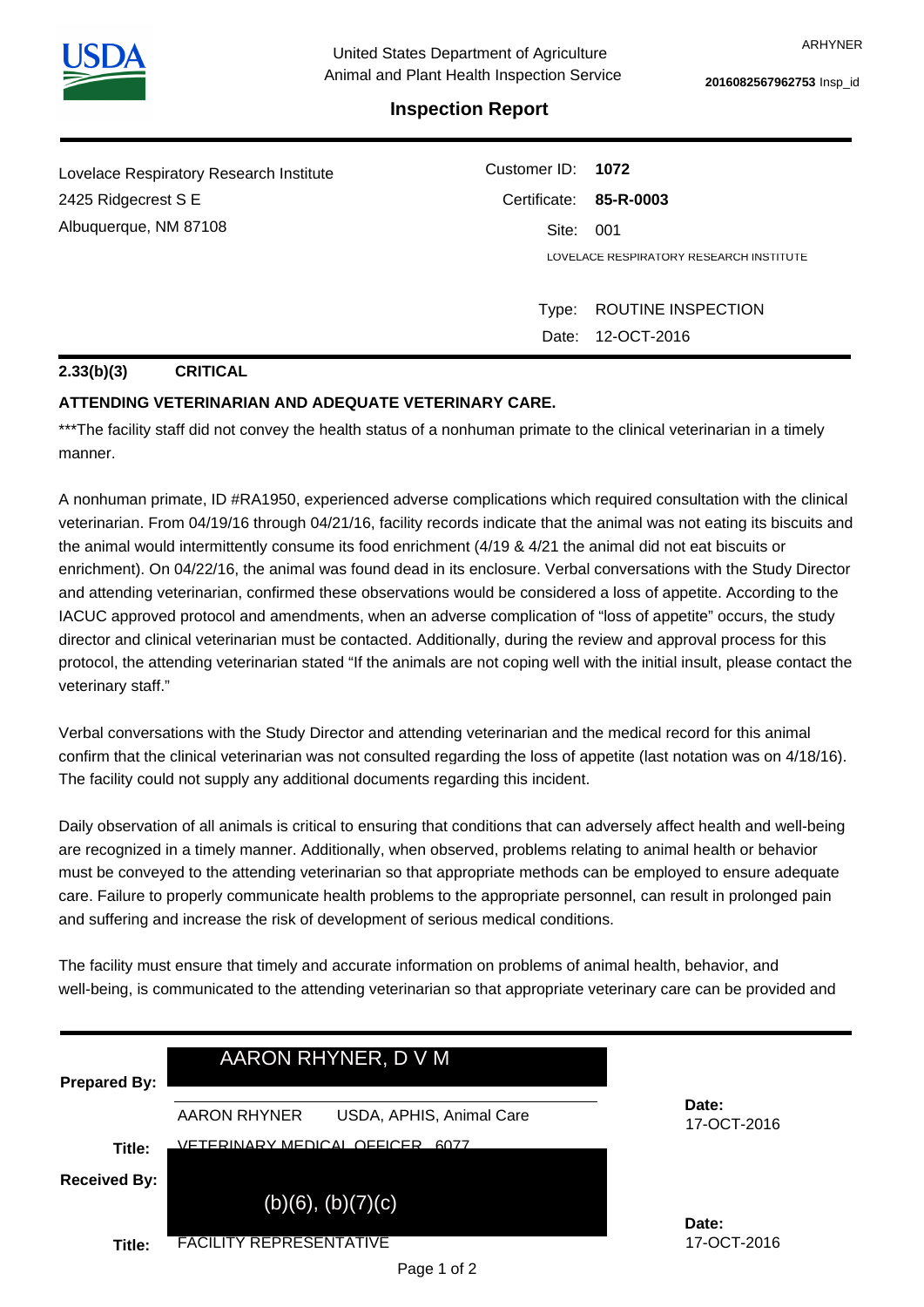ARHYNER

**2016082567962753** Insp_id

United States Department of Agriculture
Animal and Plant Health Inspection Service

## Inspection Report

Lovelace Respiratory Research Institute
2425 Ridgecrest S E
Albuquerque, NM 87108

Customer ID: **1072**
Certificate: **85-R-0003**
Site: 001
LOVELACE RESPIRATORY RESEARCH INSTITUTE

Type: ROUTINE INSPECTION
Date: 12-OCT-2016

**2.33(b)(3) CRITICAL**

**ATTENDING VETERINARIAN AND ADEQUATE VETERINARY CARE.**

***The facility staff did not convey the health status of a nonhuman primate to the clinical veterinarian in a timely manner.

A nonhuman primate, ID #RA1950, experienced adverse complications which required consultation with the clinical veterinarian. From 04/19/16 through 04/21/16, facility records indicate that the animal was not eating its biscuits and the animal would intermittently consume its food enrichment (4/19 & 4/21 the animal did not eat biscuits or enrichment). On 04/22/16, the animal was found dead in its enclosure. Verbal conversations with the Study Director and attending veterinarian, confirmed these observations would be considered a loss of appetite. According to the IACUC approved protocol and amendments, when an adverse complication of "loss of appetite" occurs, the study director and clinical veterinarian must be contacted. Additionally, during the review and approval process for this protocol, the attending veterinarian stated "If the animals are not coping well with the initial insult, please contact the veterinary staff."

Verbal conversations with the Study Director and attending veterinarian and the medical record for this animal confirm that the clinical veterinarian was not consulted regarding the loss of appetite (last notation was on 4/18/16). The facility could not supply any additional documents regarding this incident.

Daily observation of all animals is critical to ensuring that conditions that can adversely affect health and well-being are recognized in a timely manner. Additionally, when observed, problems relating to animal health or behavior must be conveyed to the attending veterinarian so that appropriate methods can be employed to ensure adequate care. Failure to properly communicate health problems to the appropriate personnel, can result in prolonged pain and suffering and increase the risk of development of serious medical conditions.

The facility must ensure that timely and accurate information on problems of animal health, behavior, and well-being, is communicated to the attending veterinarian so that appropriate veterinary care can be provided and

**Prepared By:** AARON RHYNER, D V M

AARON RHYNER USDA, APHIS, Animal Care

**Title:** VETERINARY MEDICAL OFFICER 6077

**Date:** 17-OCT-2016

**Received By:** (b)(6), (b)(7)(c)

**Title:** FACILITY REPRESENTATIVE

**Date:** 17-OCT-2016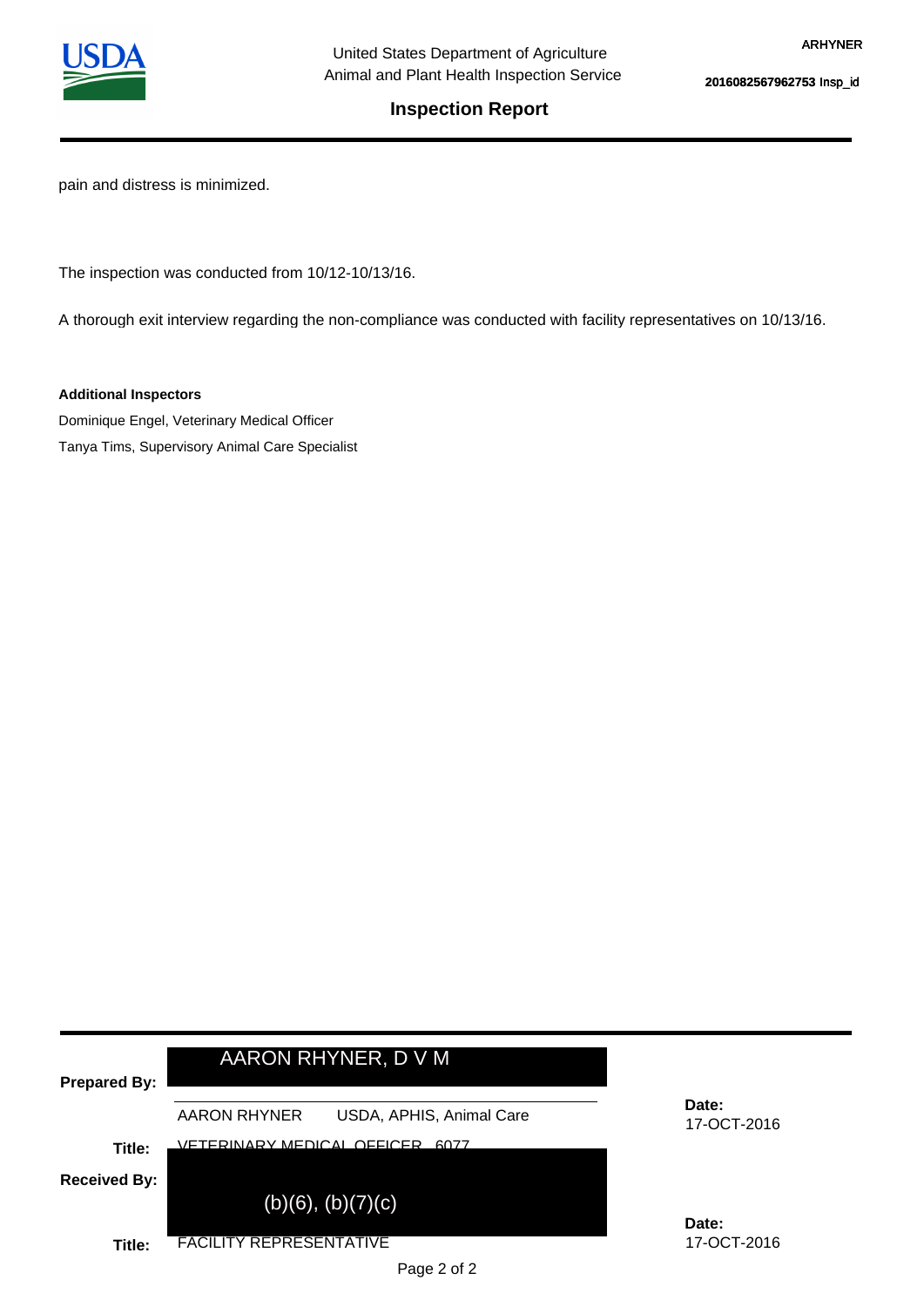pain and distress is minimized.

The inspection was conducted from 10/12-10/13/16.

A thorough exit interview regarding the non-compliance was conducted with facility representatives on 10/13/16.

**Additional Inspectors**

Dominique Engel, Veterinary Medical Officer

Tanya Tims, Supervisory Animal Care Specialist

| | | |
|---|---|---|
| **Prepared By:** | AARON RHYNER, D V M | |
| | AARON RHYNER USDA, APHIS, Animal Care | **Date:** 17-OCT-2016 |
| **Title:** | VETERINARY MEDICAL OFFICER 6077 | |
| **Received By:** | (b)(6), (b)(7)(c) | |
| **Title:** | FACILITY REPRESENTATIVE | **Date:** 17-OCT-2016 |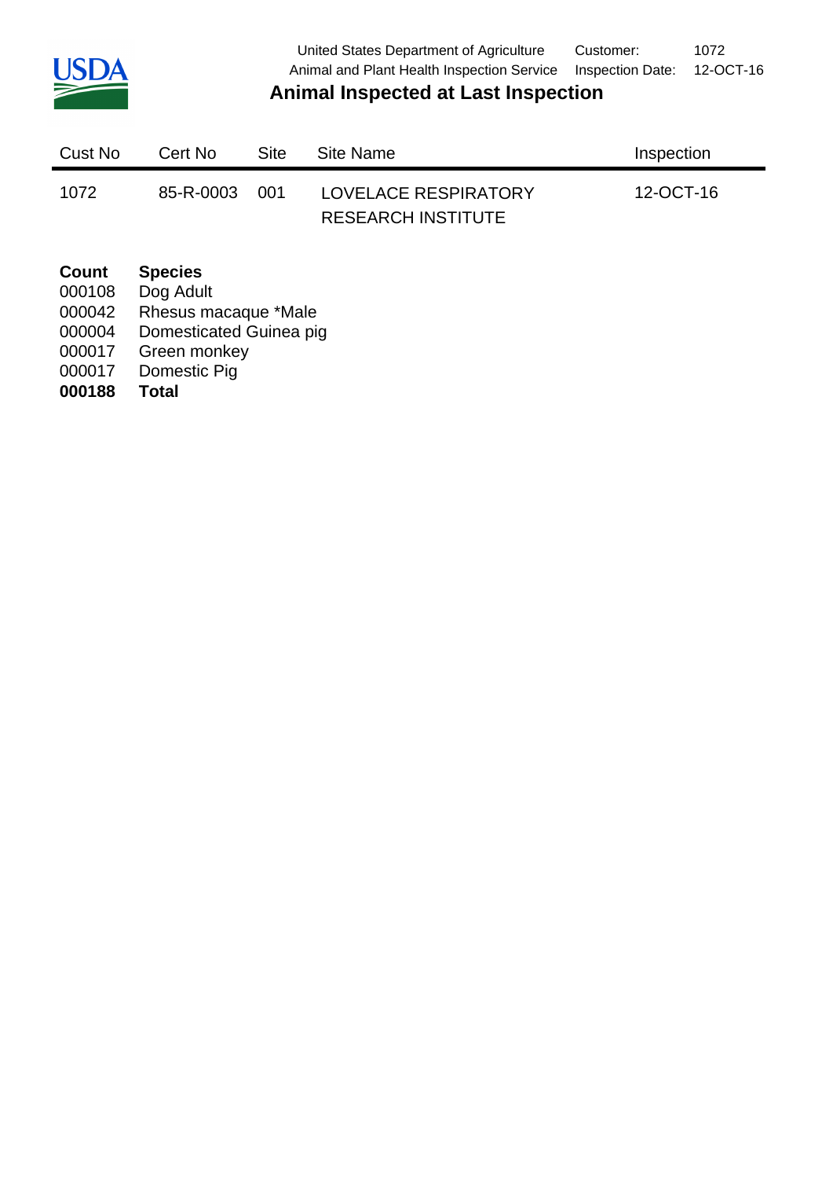United States Department of Agriculture
Animal and Plant Health Inspection Service

Customer: 1072
Inspection Date: 12-OCT-16

# Animal Inspected at Last Inspection

| Cust No | Cert No | Site | Site Name | Inspection |
|---|---|---|---|---|
| 1072 | 85-R-0003 | 001 | LOVELACE RESPIRATORY RESEARCH INSTITUTE | 12-OCT-16 |

| Count | Species |
|---|---|
| 000108 | Dog Adult |
| 000042 | Rhesus macaque *Male |
| 000004 | Domesticated Guinea pig |
| 000017 | Green monkey |
| 000017 | Domestic Pig |
| **000188** | **Total** |